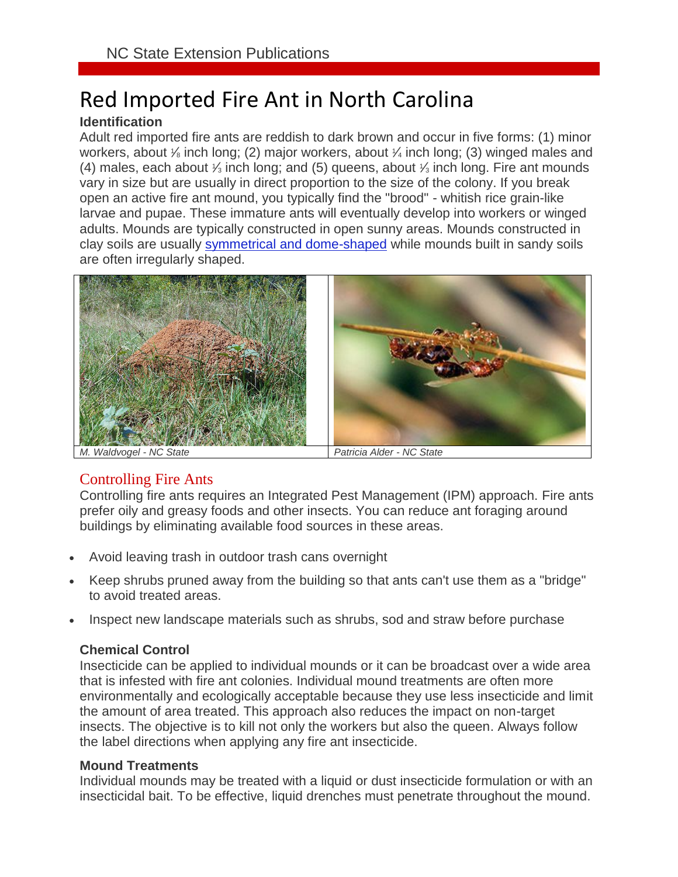NC State Extension Publications

# Red Imported Fire Ant in North Carolina

### Identification

Adult red imported fire ants are reddish to dark brown and occur in five forms: (1) minor workers, about ⅛ inch long; (2) major workers, about ¼ inch long; (3) winged males and (4) males, each about ⅓ inch long; and (5) queens, about ⅓ inch long. Fire ant mounds vary in size but are usually in direct proportion to the size of the colony. If you break open an active fire ant mound, you typically find the "brood" - whitish rice grain-like larvae and pupae. These immature ants will eventually develop into workers or winged adults. Mounds are typically constructed in open sunny areas. Mounds constructed in clay soils are usually symmetrical and dome-shaped while mounds built in sandy soils are often irregularly shaped.

| M. Waldvogel - NC State | Patricia Alder - NC State |
|---|---|

## Controlling Fire Ants

Controlling fire ants requires an Integrated Pest Management (IPM) approach. Fire ants prefer oily and greasy foods and other insects. You can reduce ant foraging around buildings by eliminating available food sources in these areas.

- Avoid leaving trash in outdoor trash cans overnight
- Keep shrubs pruned away from the building so that ants can't use them as a "bridge" to avoid treated areas.
- Inspect new landscape materials such as shrubs, sod and straw before purchase

### Chemical Control

Insecticide can be applied to individual mounds or it can be broadcast over a wide area that is infested with fire ant colonies. Individual mound treatments are often more environmentally and ecologically acceptable because they use less insecticide and limit the amount of area treated. This approach also reduces the impact on non-target insects. The objective is to kill not only the workers but also the queen. Always follow the label directions when applying any fire ant insecticide.

### Mound Treatments

Individual mounds may be treated with a liquid or dust insecticide formulation or with an insecticidal bait. To be effective, liquid drenches must penetrate throughout the mound.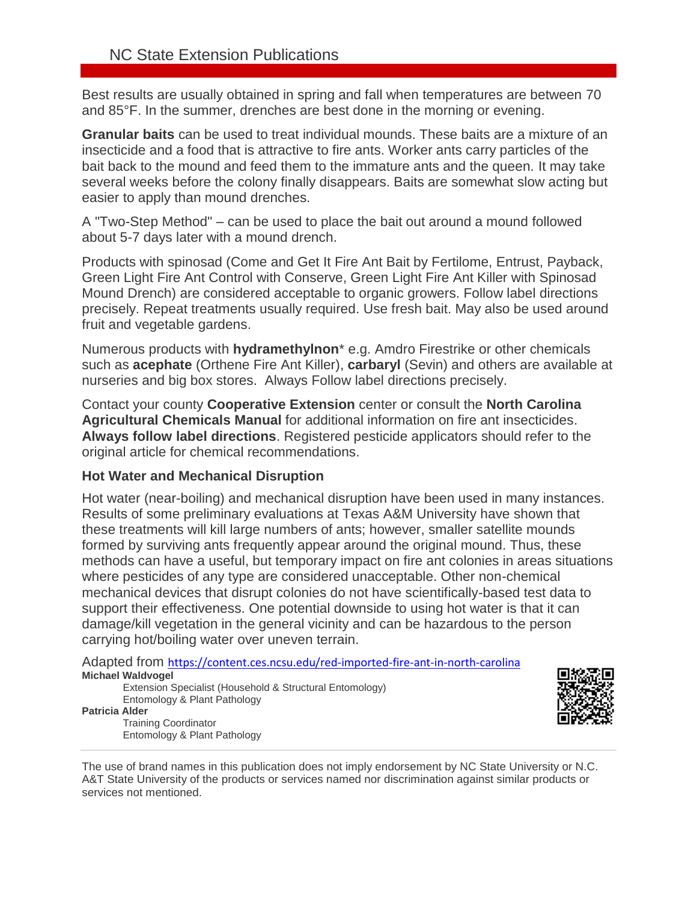Best results are usually obtained in spring and fall when temperatures are between 70 and 85°F. In the summer, drenches are best done in the morning or evening.

**Granular baits** can be used to treat individual mounds. These baits are a mixture of an insecticide and a food that is attractive to fire ants. Worker ants carry particles of the bait back to the mound and feed them to the immature ants and the queen. It may take several weeks before the colony finally disappears. Baits are somewhat slow acting but easier to apply than mound drenches.

A "Two-Step Method" – can be used to place the bait out around a mound followed about 5-7 days later with a mound drench.

Products with spinosad (Come and Get It Fire Ant Bait by Fertilome, Entrust, Payback, Green Light Fire Ant Control with Conserve, Green Light Fire Ant Killer with Spinosad Mound Drench) are considered acceptable to organic growers. Follow label directions precisely. Repeat treatments usually required. Use fresh bait. May also be used around fruit and vegetable gardens.

Numerous products with **hydramethylnon*** e.g. Amdro Firestrike or other chemicals such as **acephate** (Orthene Fire Ant Killer), **carbaryl** (Sevin) and others are available at nurseries and big box stores. Always Follow label directions precisely.

Contact your county **Cooperative Extension** center or consult the **North Carolina Agricultural Chemicals Manual** for additional information on fire ant insecticides. **Always follow label directions**. Registered pesticide applicators should refer to the original article for chemical recommendations.

### Hot Water and Mechanical Disruption

Hot water (near-boiling) and mechanical disruption have been used in many instances. Results of some preliminary evaluations at Texas A&M University have shown that these treatments will kill large numbers of ants; however, smaller satellite mounds formed by surviving ants frequently appear around the original mound. Thus, these methods can have a useful, but temporary impact on fire ant colonies in areas situations where pesticides of any type are considered unacceptable. Other non-chemical mechanical devices that disrupt colonies do not have scientifically-based test data to support their effectiveness. One potential downside to using hot water is that it can damage/kill vegetation in the general vicinity and can be hazardous to the person carrying hot/boiling water over uneven terrain.

Adapted from https://content.ces.ncsu.edu/red-imported-fire-ant-in-north-carolina

**Michael Waldvogel**
Extension Specialist (Household & Structural Entomology)
Entomology & Plant Pathology

**Patricia Alder**
Training Coordinator
Entomology & Plant Pathology

The use of brand names in this publication does not imply endorsement by NC State University or N.C. A&T State University of the products or services named nor discrimination against similar products or services not mentioned.